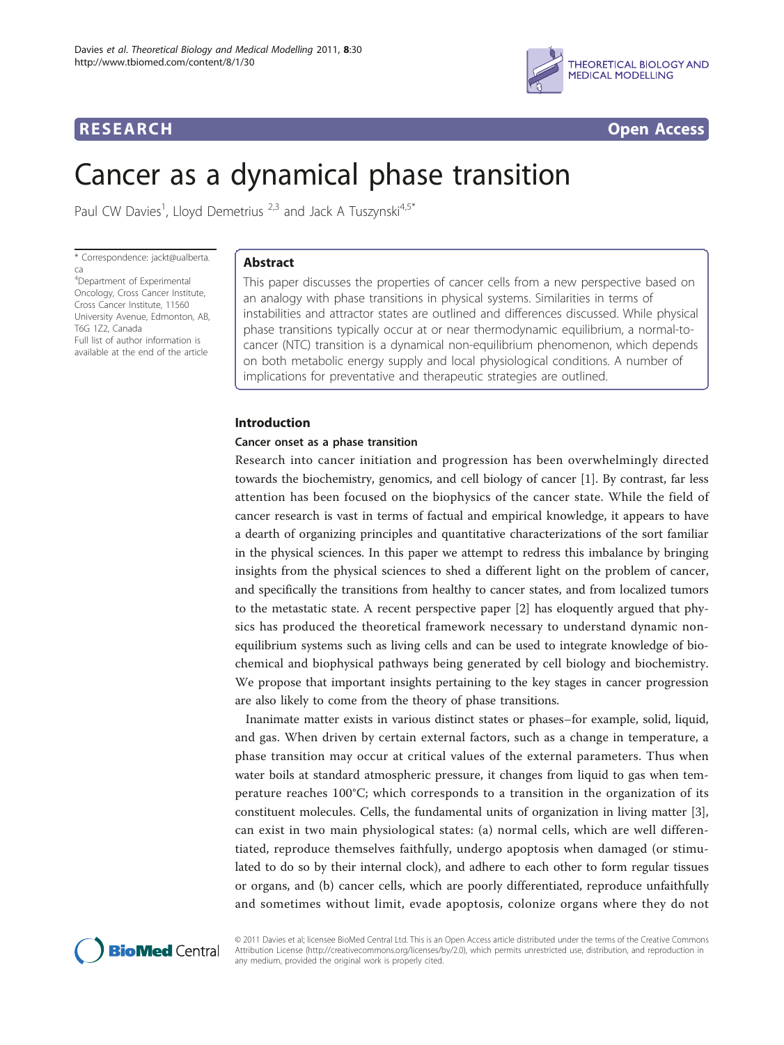RESEARCH Open Access

# Cancer as a dynamical phase transition

Paul CW Davies[1], Lloyd Demetrius [2,3] and Jack A Tuszynski[4,5*]

\* Correspondence: jackt@ualberta.ca
[4]Department of Experimental Oncology, Cross Cancer Institute, Cross Cancer Institute, 11560 University Avenue, Edmonton, AB, T6G 1Z2, Canada
Full list of author information is available at the end of the article

## Abstract

This paper discusses the properties of cancer cells from a new perspective based on an analogy with phase transitions in physical systems. Similarities in terms of instabilities and attractor states are outlined and differences discussed. While physical phase transitions typically occur at or near thermodynamic equilibrium, a normal-to-cancer (NTC) transition is a dynamical non-equilibrium phenomenon, which depends on both metabolic energy supply and local physiological conditions. A number of implications for preventative and therapeutic strategies are outlined.

## Introduction

### Cancer onset as a phase transition

Research into cancer initiation and progression has been overwhelmingly directed towards the biochemistry, genomics, and cell biology of cancer [1]. By contrast, far less attention has been focused on the biophysics of the cancer state. While the field of cancer research is vast in terms of factual and empirical knowledge, it appears to have a dearth of organizing principles and quantitative characterizations of the sort familiar in the physical sciences. In this paper we attempt to redress this imbalance by bringing insights from the physical sciences to shed a different light on the problem of cancer, and specifically the transitions from healthy to cancer states, and from localized tumors to the metastatic state. A recent perspective paper [2] has eloquently argued that physics has produced the theoretical framework necessary to understand dynamic non-equilibrium systems such as living cells and can be used to integrate knowledge of biochemical and biophysical pathways being generated by cell biology and biochemistry. We propose that important insights pertaining to the key stages in cancer progression are also likely to come from the theory of phase transitions.

Inanimate matter exists in various distinct states or phases–for example, solid, liquid, and gas. When driven by certain external factors, such as a change in temperature, a phase transition may occur at critical values of the external parameters. Thus when water boils at standard atmospheric pressure, it changes from liquid to gas when temperature reaches 100°C; which corresponds to a transition in the organization of its constituent molecules. Cells, the fundamental units of organization in living matter [3], can exist in two main physiological states: (a) normal cells, which are well differentiated, reproduce themselves faithfully, undergo apoptosis when damaged (or stimulated to do so by their internal clock), and adhere to each other to form regular tissues or organs, and (b) cancer cells, which are poorly differentiated, reproduce unfaithfully and sometimes without limit, evade apoptosis, colonize organs where they do not

© 2011 Davies et al; licensee BioMed Central Ltd. This is an Open Access article distributed under the terms of the Creative Commons Attribution License (http://creativecommons.org/licenses/by/2.0), which permits unrestricted use, distribution, and reproduction in any medium, provided the original work is properly cited.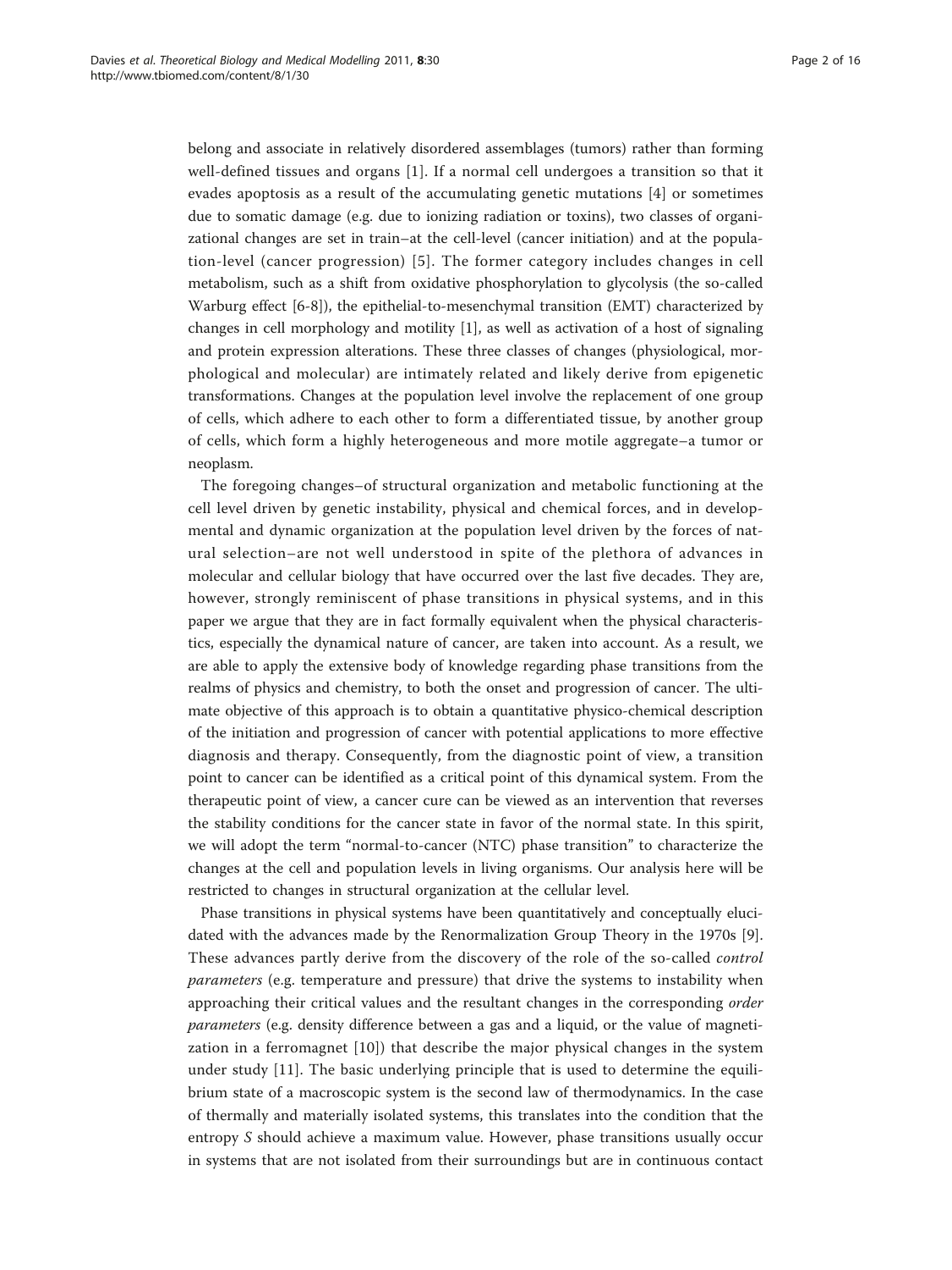belong and associate in relatively disordered assemblages (tumors) rather than forming well-defined tissues and organs [1]. If a normal cell undergoes a transition so that it evades apoptosis as a result of the accumulating genetic mutations [4] or sometimes due to somatic damage (e.g. due to ionizing radiation or toxins), two classes of organizational changes are set in train–at the cell-level (cancer initiation) and at the population-level (cancer progression) [5]. The former category includes changes in cell metabolism, such as a shift from oxidative phosphorylation to glycolysis (the so-called Warburg effect [6-8]), the epithelial-to-mesenchymal transition (EMT) characterized by changes in cell morphology and motility [1], as well as activation of a host of signaling and protein expression alterations. These three classes of changes (physiological, morphological and molecular) are intimately related and likely derive from epigenetic transformations. Changes at the population level involve the replacement of one group of cells, which adhere to each other to form a differentiated tissue, by another group of cells, which form a highly heterogeneous and more motile aggregate–a tumor or neoplasm.

The foregoing changes–of structural organization and metabolic functioning at the cell level driven by genetic instability, physical and chemical forces, and in developmental and dynamic organization at the population level driven by the forces of natural selection–are not well understood in spite of the plethora of advances in molecular and cellular biology that have occurred over the last five decades. They are, however, strongly reminiscent of phase transitions in physical systems, and in this paper we argue that they are in fact formally equivalent when the physical characteristics, especially the dynamical nature of cancer, are taken into account. As a result, we are able to apply the extensive body of knowledge regarding phase transitions from the realms of physics and chemistry, to both the onset and progression of cancer. The ultimate objective of this approach is to obtain a quantitative physico-chemical description of the initiation and progression of cancer with potential applications to more effective diagnosis and therapy. Consequently, from the diagnostic point of view, a transition point to cancer can be identified as a critical point of this dynamical system. From the therapeutic point of view, a cancer cure can be viewed as an intervention that reverses the stability conditions for the cancer state in favor of the normal state. In this spirit, we will adopt the term "normal-to-cancer (NTC) phase transition" to characterize the changes at the cell and population levels in living organisms. Our analysis here will be restricted to changes in structural organization at the cellular level.

Phase transitions in physical systems have been quantitatively and conceptually elucidated with the advances made by the Renormalization Group Theory in the 1970s [9]. These advances partly derive from the discovery of the role of the so-called *control parameters* (e.g. temperature and pressure) that drive the systems to instability when approaching their critical values and the resultant changes in the corresponding *order parameters* (e.g. density difference between a gas and a liquid, or the value of magnetization in a ferromagnet [10]) that describe the major physical changes in the system under study [11]. The basic underlying principle that is used to determine the equilibrium state of a macroscopic system is the second law of thermodynamics. In the case of thermally and materially isolated systems, this translates into the condition that the entropy $S$ should achieve a maximum value. However, phase transitions usually occur in systems that are not isolated from their surroundings but are in continuous contact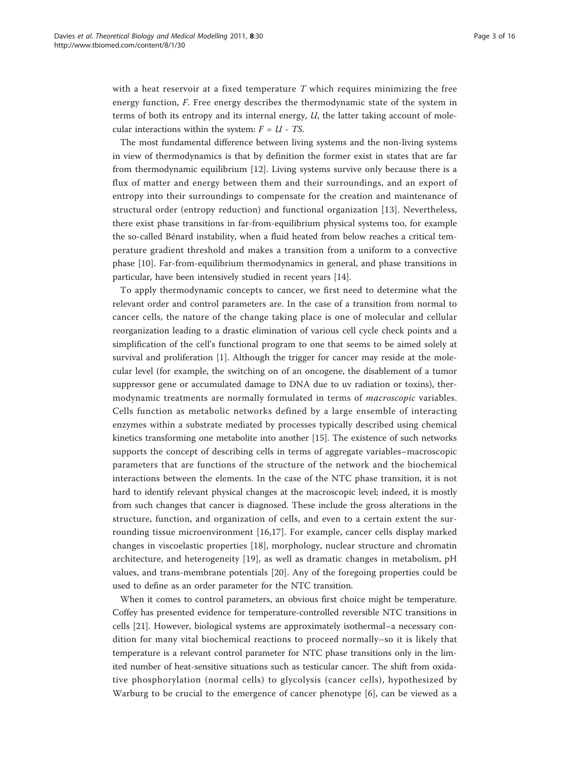with a heat reservoir at a fixed temperature $T$ which requires minimizing the free energy function, $F$. Free energy describes the thermodynamic state of the system in terms of both its entropy and its internal energy, $U$, the latter taking account of molecular interactions within the system: $F = U - TS$.

The most fundamental difference between living systems and the non-living systems in view of thermodynamics is that by definition the former exist in states that are far from thermodynamic equilibrium [12]. Living systems survive only because there is a flux of matter and energy between them and their surroundings, and an export of entropy into their surroundings to compensate for the creation and maintenance of structural order (entropy reduction) and functional organization [13]. Nevertheless, there exist phase transitions in far-from-equilibrium physical systems too, for example the so-called Bénard instability, when a fluid heated from below reaches a critical temperature gradient threshold and makes a transition from a uniform to a convective phase [10]. Far-from-equilibrium thermodynamics in general, and phase transitions in particular, have been intensively studied in recent years [14].

To apply thermodynamic concepts to cancer, we first need to determine what the relevant order and control parameters are. In the case of a transition from normal to cancer cells, the nature of the change taking place is one of molecular and cellular reorganization leading to a drastic elimination of various cell cycle check points and a simplification of the cell's functional program to one that seems to be aimed solely at survival and proliferation [1]. Although the trigger for cancer may reside at the molecular level (for example, the switching on of an oncogene, the disablement of a tumor suppressor gene or accumulated damage to DNA due to uv radiation or toxins), thermodynamic treatments are normally formulated in terms of *macroscopic* variables. Cells function as metabolic networks defined by a large ensemble of interacting enzymes within a substrate mediated by processes typically described using chemical kinetics transforming one metabolite into another [15]. The existence of such networks supports the concept of describing cells in terms of aggregate variables–macroscopic parameters that are functions of the structure of the network and the biochemical interactions between the elements. In the case of the NTC phase transition, it is not hard to identify relevant physical changes at the macroscopic level; indeed, it is mostly from such changes that cancer is diagnosed. These include the gross alterations in the structure, function, and organization of cells, and even to a certain extent the surrounding tissue microenvironment [16,17]. For example, cancer cells display marked changes in viscoelastic properties [18], morphology, nuclear structure and chromatin architecture, and heterogeneity [19], as well as dramatic changes in metabolism, pH values, and trans-membrane potentials [20]. Any of the foregoing properties could be used to define as an order parameter for the NTC transition.

When it comes to control parameters, an obvious first choice might be temperature. Coffey has presented evidence for temperature-controlled reversible NTC transitions in cells [21]. However, biological systems are approximately isothermal–a necessary condition for many vital biochemical reactions to proceed normally–so it is likely that temperature is a relevant control parameter for NTC phase transitions only in the limited number of heat-sensitive situations such as testicular cancer. The shift from oxidative phosphorylation (normal cells) to glycolysis (cancer cells), hypothesized by Warburg to be crucial to the emergence of cancer phenotype [6], can be viewed as a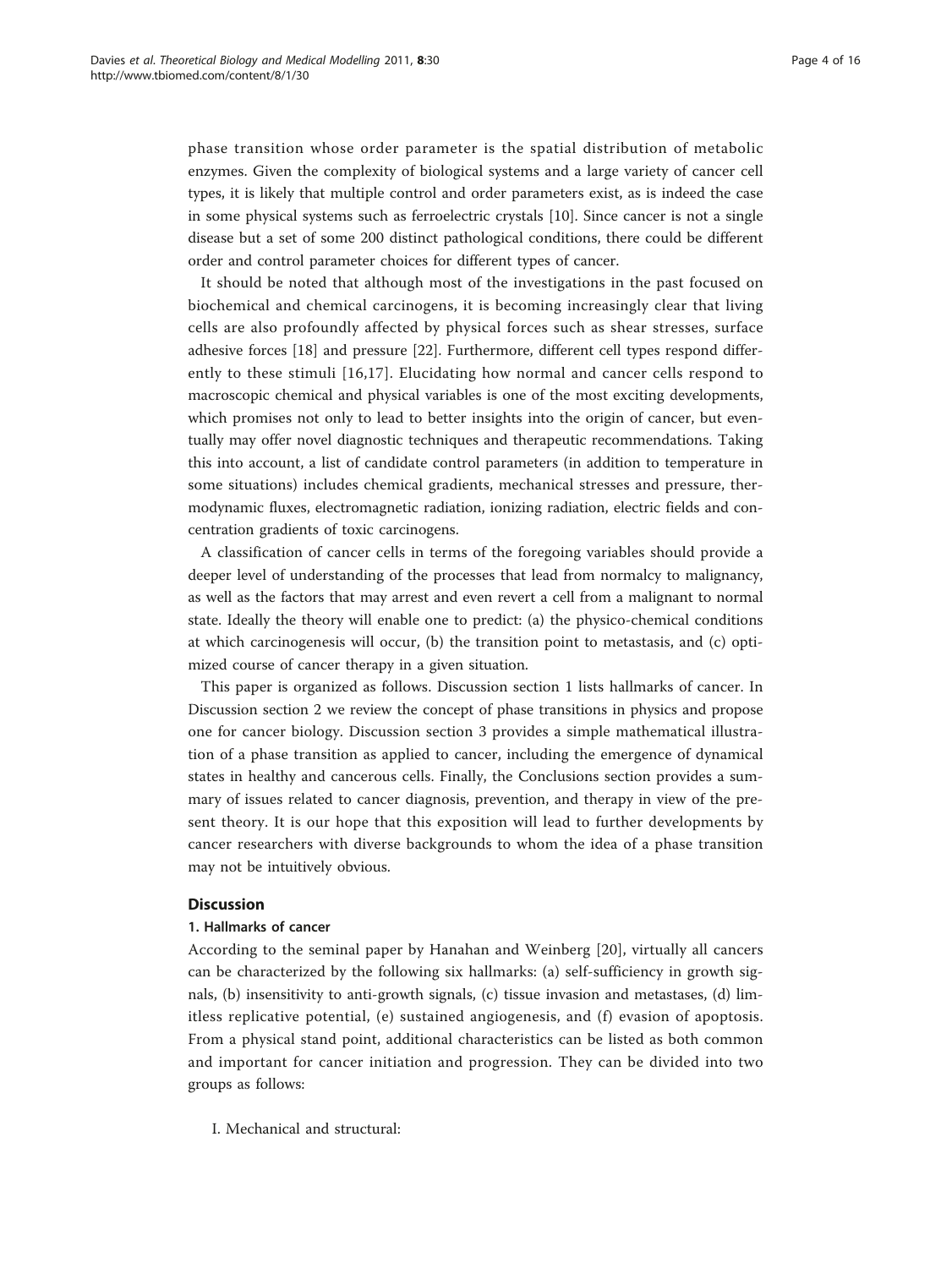phase transition whose order parameter is the spatial distribution of metabolic enzymes. Given the complexity of biological systems and a large variety of cancer cell types, it is likely that multiple control and order parameters exist, as is indeed the case in some physical systems such as ferroelectric crystals [10]. Since cancer is not a single disease but a set of some 200 distinct pathological conditions, there could be different order and control parameter choices for different types of cancer.

It should be noted that although most of the investigations in the past focused on biochemical and chemical carcinogens, it is becoming increasingly clear that living cells are also profoundly affected by physical forces such as shear stresses, surface adhesive forces [18] and pressure [22]. Furthermore, different cell types respond differently to these stimuli [16,17]. Elucidating how normal and cancer cells respond to macroscopic chemical and physical variables is one of the most exciting developments, which promises not only to lead to better insights into the origin of cancer, but eventually may offer novel diagnostic techniques and therapeutic recommendations. Taking this into account, a list of candidate control parameters (in addition to temperature in some situations) includes chemical gradients, mechanical stresses and pressure, thermodynamic fluxes, electromagnetic radiation, ionizing radiation, electric fields and concentration gradients of toxic carcinogens.

A classification of cancer cells in terms of the foregoing variables should provide a deeper level of understanding of the processes that lead from normalcy to malignancy, as well as the factors that may arrest and even revert a cell from a malignant to normal state. Ideally the theory will enable one to predict: (a) the physico-chemical conditions at which carcinogenesis will occur, (b) the transition point to metastasis, and (c) optimized course of cancer therapy in a given situation.

This paper is organized as follows. Discussion section 1 lists hallmarks of cancer. In Discussion section 2 we review the concept of phase transitions in physics and propose one for cancer biology. Discussion section 3 provides a simple mathematical illustration of a phase transition as applied to cancer, including the emergence of dynamical states in healthy and cancerous cells. Finally, the Conclusions section provides a summary of issues related to cancer diagnosis, prevention, and therapy in view of the present theory. It is our hope that this exposition will lead to further developments by cancer researchers with diverse backgrounds to whom the idea of a phase transition may not be intuitively obvious.

## Discussion

### 1. Hallmarks of cancer

According to the seminal paper by Hanahan and Weinberg [20], virtually all cancers can be characterized by the following six hallmarks: (a) self-sufficiency in growth signals, (b) insensitivity to anti-growth signals, (c) tissue invasion and metastases, (d) limitless replicative potential, (e) sustained angiogenesis, and (f) evasion of apoptosis. From a physical stand point, additional characteristics can be listed as both common and important for cancer initiation and progression. They can be divided into two groups as follows:

I. Mechanical and structural: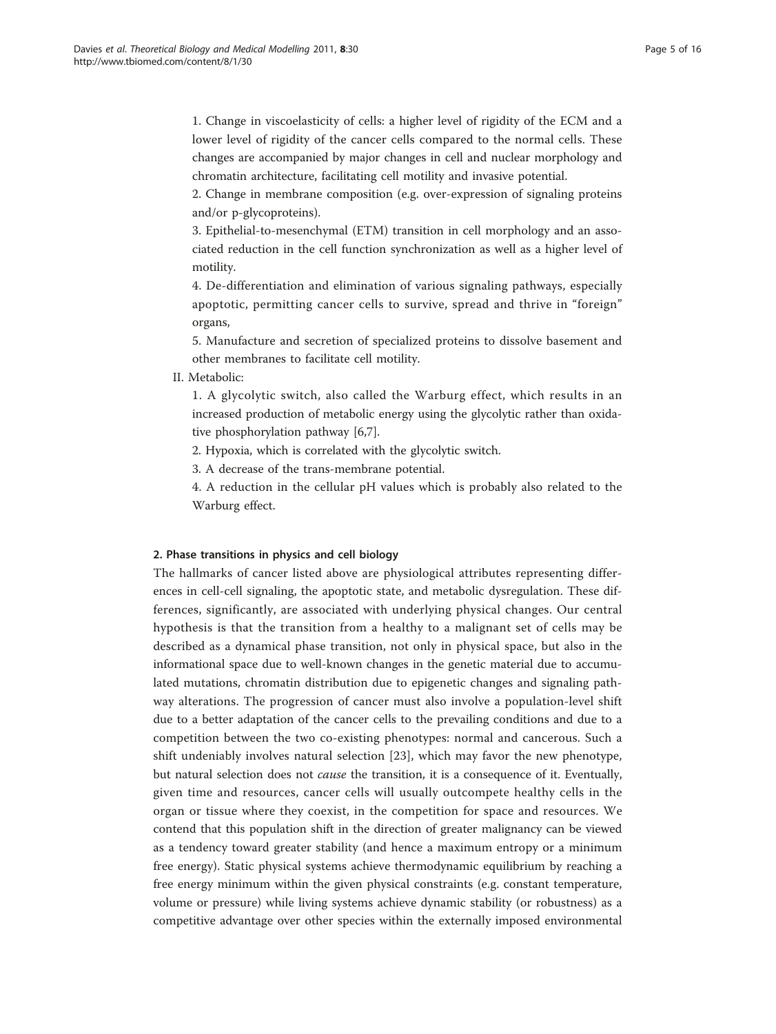1. Change in viscoelasticity of cells: a higher level of rigidity of the ECM and a lower level of rigidity of the cancer cells compared to the normal cells. These changes are accompanied by major changes in cell and nuclear morphology and chromatin architecture, facilitating cell motility and invasive potential.

2. Change in membrane composition (e.g. over-expression of signaling proteins and/or p-glycoproteins).

3. Epithelial-to-mesenchymal (ETM) transition in cell morphology and an associated reduction in the cell function synchronization as well as a higher level of motility.

4. De-differentiation and elimination of various signaling pathways, especially apoptotic, permitting cancer cells to survive, spread and thrive in "foreign" organs,

5. Manufacture and secretion of specialized proteins to dissolve basement and other membranes to facilitate cell motility.

II. Metabolic:

1. A glycolytic switch, also called the Warburg effect, which results in an increased production of metabolic energy using the glycolytic rather than oxidative phosphorylation pathway [6,7].

2. Hypoxia, which is correlated with the glycolytic switch.

3. A decrease of the trans-membrane potential.

4. A reduction in the cellular pH values which is probably also related to the Warburg effect.

#### 2. Phase transitions in physics and cell biology

The hallmarks of cancer listed above are physiological attributes representing differences in cell-cell signaling, the apoptotic state, and metabolic dysregulation. These differences, significantly, are associated with underlying physical changes. Our central hypothesis is that the transition from a healthy to a malignant set of cells may be described as a dynamical phase transition, not only in physical space, but also in the informational space due to well-known changes in the genetic material due to accumulated mutations, chromatin distribution due to epigenetic changes and signaling pathway alterations. The progression of cancer must also involve a population-level shift due to a better adaptation of the cancer cells to the prevailing conditions and due to a competition between the two co-existing phenotypes: normal and cancerous. Such a shift undeniably involves natural selection [23], which may favor the new phenotype, but natural selection does not *cause* the transition, it is a consequence of it. Eventually, given time and resources, cancer cells will usually outcompete healthy cells in the organ or tissue where they coexist, in the competition for space and resources. We contend that this population shift in the direction of greater malignancy can be viewed as a tendency toward greater stability (and hence a maximum entropy or a minimum free energy). Static physical systems achieve thermodynamic equilibrium by reaching a free energy minimum within the given physical constraints (e.g. constant temperature, volume or pressure) while living systems achieve dynamic stability (or robustness) as a competitive advantage over other species within the externally imposed environmental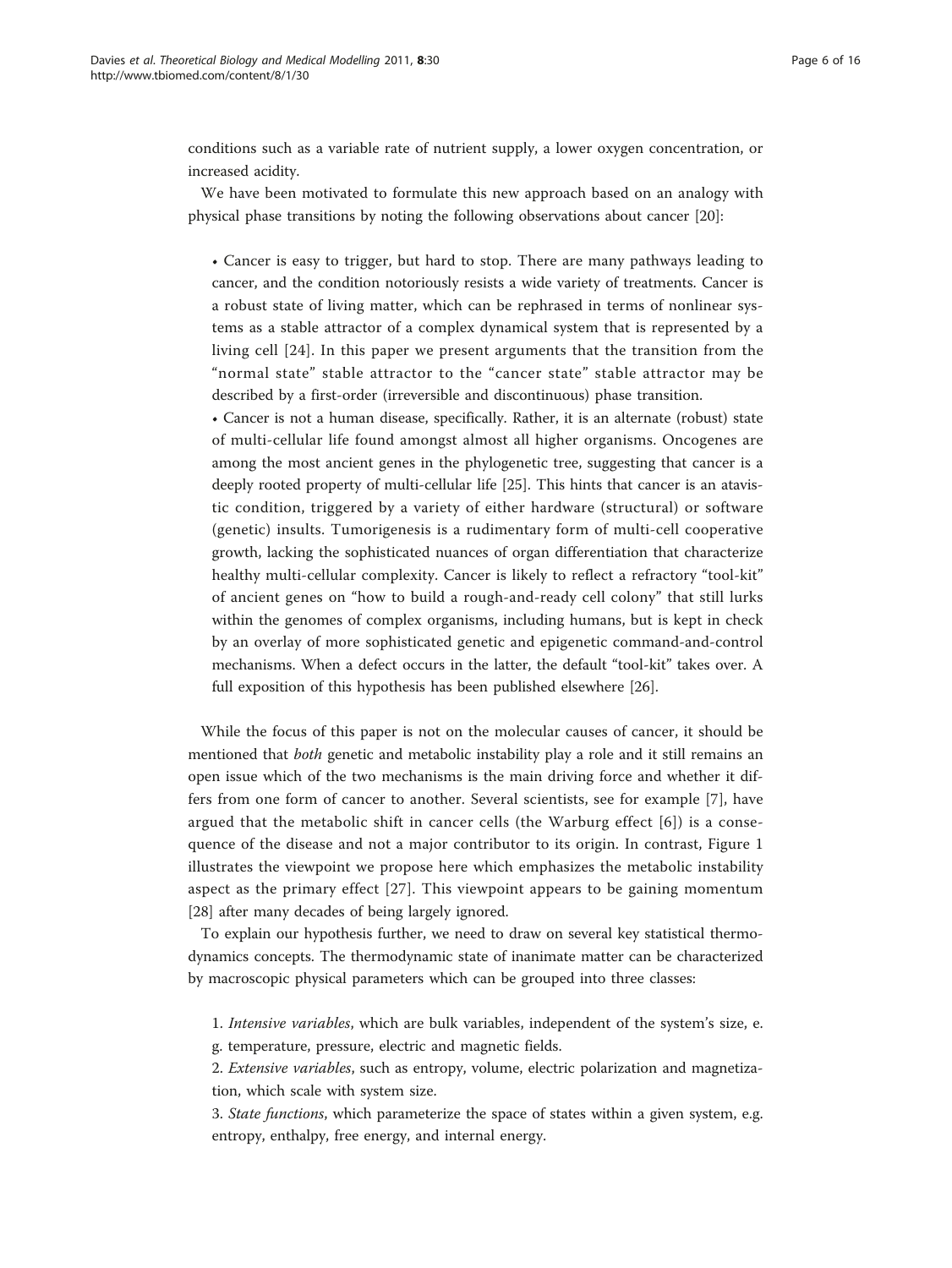conditions such as a variable rate of nutrient supply, a lower oxygen concentration, or increased acidity.

We have been motivated to formulate this new approach based on an analogy with physical phase transitions by noting the following observations about cancer [20]:

- Cancer is easy to trigger, but hard to stop. There are many pathways leading to cancer, and the condition notoriously resists a wide variety of treatments. Cancer is a robust state of living matter, which can be rephrased in terms of nonlinear systems as a stable attractor of a complex dynamical system that is represented by a living cell [24]. In this paper we present arguments that the transition from the "normal state" stable attractor to the "cancer state" stable attractor may be described by a first-order (irreversible and discontinuous) phase transition.
- Cancer is not a human disease, specifically. Rather, it is an alternate (robust) state of multi-cellular life found amongst almost all higher organisms. Oncogenes are among the most ancient genes in the phylogenetic tree, suggesting that cancer is a deeply rooted property of multi-cellular life [25]. This hints that cancer is an atavistic condition, triggered by a variety of either hardware (structural) or software (genetic) insults. Tumorigenesis is a rudimentary form of multi-cell cooperative growth, lacking the sophisticated nuances of organ differentiation that characterize healthy multi-cellular complexity. Cancer is likely to reflect a refractory "tool-kit" of ancient genes on "how to build a rough-and-ready cell colony" that still lurks within the genomes of complex organisms, including humans, but is kept in check by an overlay of more sophisticated genetic and epigenetic command-and-control mechanisms. When a defect occurs in the latter, the default "tool-kit" takes over. A full exposition of this hypothesis has been published elsewhere [26].

While the focus of this paper is not on the molecular causes of cancer, it should be mentioned that *both* genetic and metabolic instability play a role and it still remains an open issue which of the two mechanisms is the main driving force and whether it differs from one form of cancer to another. Several scientists, see for example [7], have argued that the metabolic shift in cancer cells (the Warburg effect [6]) is a consequence of the disease and not a major contributor to its origin. In contrast, Figure 1 illustrates the viewpoint we propose here which emphasizes the metabolic instability aspect as the primary effect [27]. This viewpoint appears to be gaining momentum [28] after many decades of being largely ignored.

To explain our hypothesis further, we need to draw on several key statistical thermodynamics concepts. The thermodynamic state of inanimate matter can be characterized by macroscopic physical parameters which can be grouped into three classes:

1. *Intensive variables*, which are bulk variables, independent of the system's size, e.g. temperature, pressure, electric and magnetic fields.
2. *Extensive variables*, such as entropy, volume, electric polarization and magnetization, which scale with system size.
3. *State functions*, which parameterize the space of states within a given system, e.g. entropy, enthalpy, free energy, and internal energy.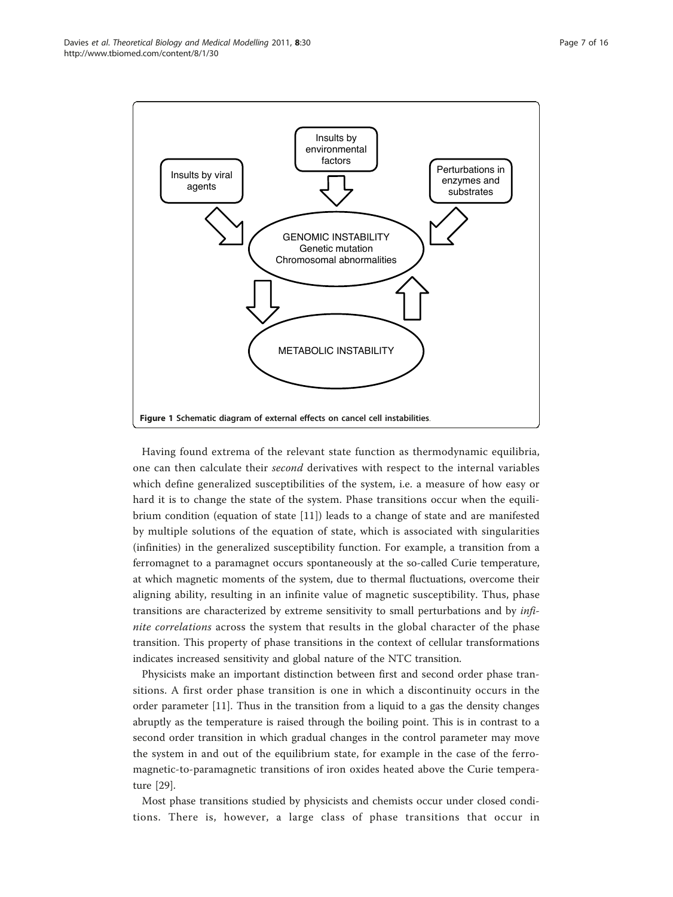Insults by environmental factors

Insults by viral agents

Perturbations in enzymes and substrates

GENOMIC INSTABILITY
Genetic mutation
Chromosomal abnormalities

METABOLIC INSTABILITY

**Figure 1 Schematic diagram of external effects on cancel cell instabilities**.

Having found extrema of the relevant state function as thermodynamic equilibria, one can then calculate their *second* derivatives with respect to the internal variables which define generalized susceptibilities of the system, i.e. a measure of how easy or hard it is to change the state of the system. Phase transitions occur when the equilibrium condition (equation of state [11]) leads to a change of state and are manifested by multiple solutions of the equation of state, which is associated with singularities (infinities) in the generalized susceptibility function. For example, a transition from a ferromagnet to a paramagnet occurs spontaneously at the so-called Curie temperature, at which magnetic moments of the system, due to thermal fluctuations, overcome their aligning ability, resulting in an infinite value of magnetic susceptibility. Thus, phase transitions are characterized by extreme sensitivity to small perturbations and by *infinite correlations* across the system that results in the global character of the phase transition. This property of phase transitions in the context of cellular transformations indicates increased sensitivity and global nature of the NTC transition.

Physicists make an important distinction between first and second order phase transitions. A first order phase transition is one in which a discontinuity occurs in the order parameter [11]. Thus in the transition from a liquid to a gas the density changes abruptly as the temperature is raised through the boiling point. This is in contrast to a second order transition in which gradual changes in the control parameter may move the system in and out of the equilibrium state, for example in the case of the ferromagnetic-to-paramagnetic transitions of iron oxides heated above the Curie temperature [29].

Most phase transitions studied by physicists and chemists occur under closed conditions. There is, however, a large class of phase transitions that occur in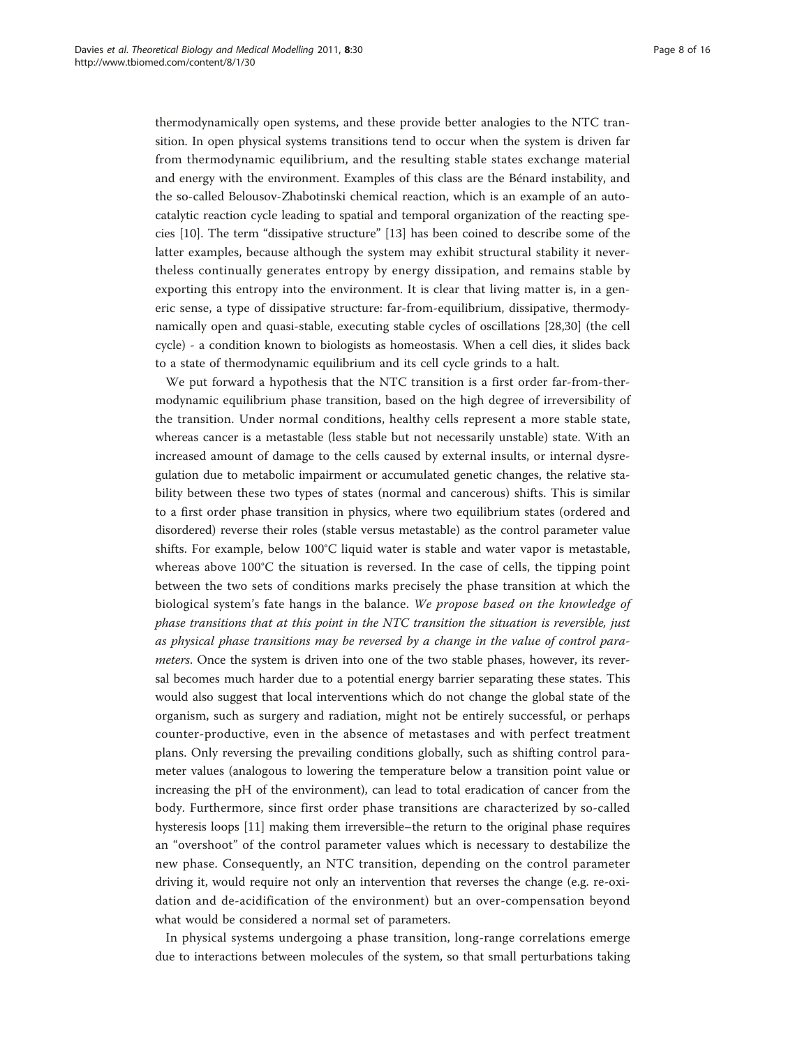thermodynamically open systems, and these provide better analogies to the NTC transition. In open physical systems transitions tend to occur when the system is driven far from thermodynamic equilibrium, and the resulting stable states exchange material and energy with the environment. Examples of this class are the Bénard instability, and the so-called Belousov-Zhabotinski chemical reaction, which is an example of an autocatalytic reaction cycle leading to spatial and temporal organization of the reacting species [10]. The term "dissipative structure" [13] has been coined to describe some of the latter examples, because although the system may exhibit structural stability it nevertheless continually generates entropy by energy dissipation, and remains stable by exporting this entropy into the environment. It is clear that living matter is, in a generic sense, a type of dissipative structure: far-from-equilibrium, dissipative, thermodynamically open and quasi-stable, executing stable cycles of oscillations [28,30] (the cell cycle) - a condition known to biologists as homeostasis. When a cell dies, it slides back to a state of thermodynamic equilibrium and its cell cycle grinds to a halt.

We put forward a hypothesis that the NTC transition is a first order far-from-thermodynamic equilibrium phase transition, based on the high degree of irreversibility of the transition. Under normal conditions, healthy cells represent a more stable state, whereas cancer is a metastable (less stable but not necessarily unstable) state. With an increased amount of damage to the cells caused by external insults, or internal dysregulation due to metabolic impairment or accumulated genetic changes, the relative stability between these two types of states (normal and cancerous) shifts. This is similar to a first order phase transition in physics, where two equilibrium states (ordered and disordered) reverse their roles (stable versus metastable) as the control parameter value shifts. For example, below 100°C liquid water is stable and water vapor is metastable, whereas above 100°C the situation is reversed. In the case of cells, the tipping point between the two sets of conditions marks precisely the phase transition at which the biological system's fate hangs in the balance. *We propose based on the knowledge of phase transitions that at this point in the NTC transition the situation is reversible, just as physical phase transitions may be reversed by a change in the value of control parameters*. Once the system is driven into one of the two stable phases, however, its reversal becomes much harder due to a potential energy barrier separating these states. This would also suggest that local interventions which do not change the global state of the organism, such as surgery and radiation, might not be entirely successful, or perhaps counter-productive, even in the absence of metastases and with perfect treatment plans. Only reversing the prevailing conditions globally, such as shifting control parameter values (analogous to lowering the temperature below a transition point value or increasing the pH of the environment), can lead to total eradication of cancer from the body. Furthermore, since first order phase transitions are characterized by so-called hysteresis loops [11] making them irreversible–the return to the original phase requires an "overshoot" of the control parameter values which is necessary to destabilize the new phase. Consequently, an NTC transition, depending on the control parameter driving it, would require not only an intervention that reverses the change (e.g. re-oxidation and de-acidification of the environment) but an over-compensation beyond what would be considered a normal set of parameters.

In physical systems undergoing a phase transition, long-range correlations emerge due to interactions between molecules of the system, so that small perturbations taking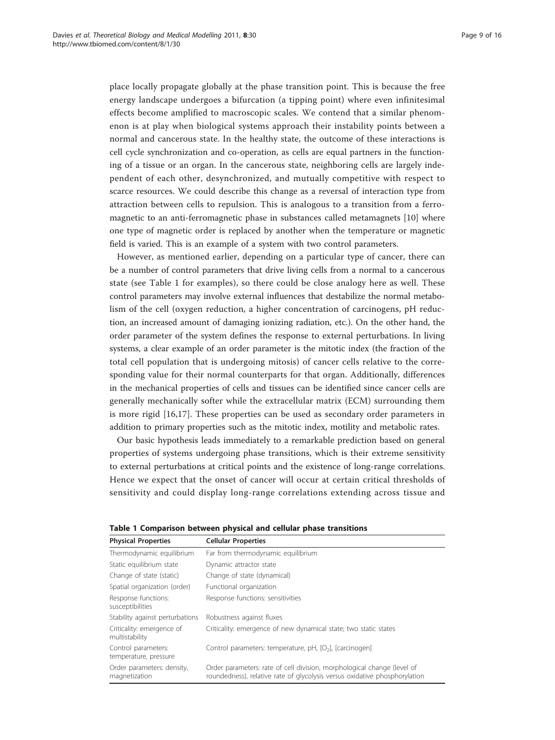place locally propagate globally at the phase transition point. This is because the free energy landscape undergoes a bifurcation (a tipping point) where even infinitesimal effects become amplified to macroscopic scales. We contend that a similar phenomenon is at play when biological systems approach their instability points between a normal and cancerous state. In the healthy state, the outcome of these interactions is cell cycle synchronization and co-operation, as cells are equal partners in the functioning of a tissue or an organ. In the cancerous state, neighboring cells are largely independent of each other, desynchronized, and mutually competitive with respect to scarce resources. We could describe this change as a reversal of interaction type from attraction between cells to repulsion. This is analogous to a transition from a ferromagnetic to an anti-ferromagnetic phase in substances called metamagnets [10] where one type of magnetic order is replaced by another when the temperature or magnetic field is varied. This is an example of a system with two control parameters.

However, as mentioned earlier, depending on a particular type of cancer, there can be a number of control parameters that drive living cells from a normal to a cancerous state (see Table 1 for examples), so there could be close analogy here as well. These control parameters may involve external influences that destabilize the normal metabolism of the cell (oxygen reduction, a higher concentration of carcinogens, pH reduction, an increased amount of damaging ionizing radiation, etc.). On the other hand, the order parameter of the system defines the response to external perturbations. In living systems, a clear example of an order parameter is the mitotic index (the fraction of the total cell population that is undergoing mitosis) of cancer cells relative to the corresponding value for their normal counterparts for that organ. Additionally, differences in the mechanical properties of cells and tissues can be identified since cancer cells are generally mechanically softer while the extracellular matrix (ECM) surrounding them is more rigid [16,17]. These properties can be used as secondary order parameters in addition to primary properties such as the mitotic index, motility and metabolic rates.

Our basic hypothesis leads immediately to a remarkable prediction based on general properties of systems undergoing phase transitions, which is their extreme sensitivity to external perturbations at critical points and the existence of long-range correlations. Hence we expect that the onset of cancer will occur at certain critical thresholds of sensitivity and could display long-range correlations extending across tissue and

**Table 1 Comparison between physical and cellular phase transitions**

| Physical Properties | Cellular Properties |
| --- | --- |
| Thermodynamic equilibrium | Far from thermodynamic equilibrium |
| Static equilibrium state | Dynamic attractor state |
| Change of state (static) | Change of state (dynamical) |
| Spatial organization (order) | Functional organization |
| Response functions: susceptibilities | Response functions: sensitivities |
| Stability against perturbations | Robustness against fluxes |
| Criticality: emergence of multistability | Criticality: emergence of new dynamical state; two static states |
| Control parameters: temperature, pressure | Control parameters: temperature, pH, [$O_2$], [carcinogen] |
| Order parameters: density, magnetization | Order parameters: rate of cell division, morphological change (level of roundedness), relative rate of glycolysis versus oxidative phosphorylation |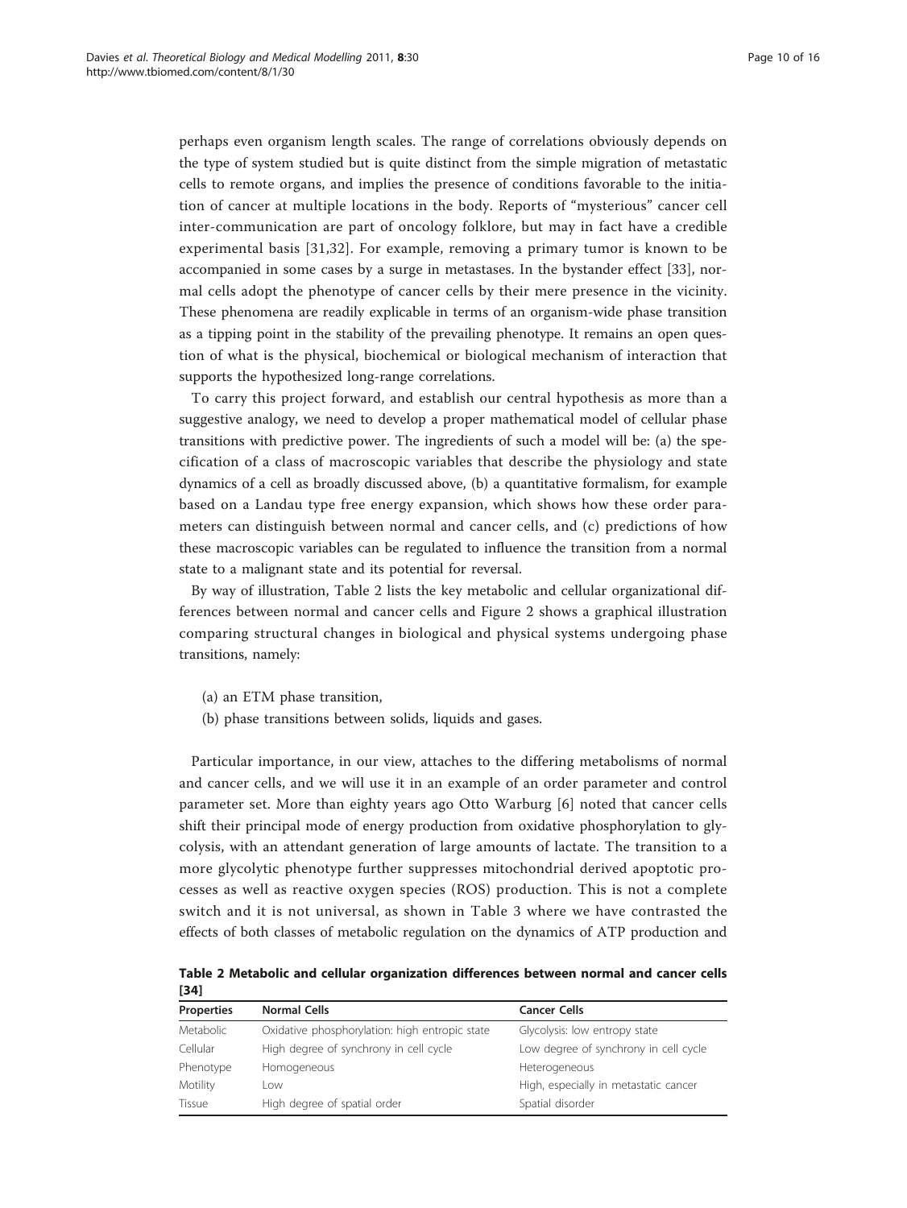perhaps even organism length scales. The range of correlations obviously depends on the type of system studied but is quite distinct from the simple migration of metastatic cells to remote organs, and implies the presence of conditions favorable to the initiation of cancer at multiple locations in the body. Reports of "mysterious" cancer cell inter-communication are part of oncology folklore, but may in fact have a credible experimental basis [31,32]. For example, removing a primary tumor is known to be accompanied in some cases by a surge in metastases. In the bystander effect [33], normal cells adopt the phenotype of cancer cells by their mere presence in the vicinity. These phenomena are readily explicable in terms of an organism-wide phase transition as a tipping point in the stability of the prevailing phenotype. It remains an open question of what is the physical, biochemical or biological mechanism of interaction that supports the hypothesized long-range correlations.

To carry this project forward, and establish our central hypothesis as more than a suggestive analogy, we need to develop a proper mathematical model of cellular phase transitions with predictive power. The ingredients of such a model will be: (a) the specification of a class of macroscopic variables that describe the physiology and state dynamics of a cell as broadly discussed above, (b) a quantitative formalism, for example based on a Landau type free energy expansion, which shows how these order parameters can distinguish between normal and cancer cells, and (c) predictions of how these macroscopic variables can be regulated to influence the transition from a normal state to a malignant state and its potential for reversal.

By way of illustration, Table 2 lists the key metabolic and cellular organizational differences between normal and cancer cells and Figure 2 shows a graphical illustration comparing structural changes in biological and physical systems undergoing phase transitions, namely:

(a) an ETM phase transition,

(b) phase transitions between solids, liquids and gases.

Particular importance, in our view, attaches to the differing metabolisms of normal and cancer cells, and we will use it in an example of an order parameter and control parameter set. More than eighty years ago Otto Warburg [6] noted that cancer cells shift their principal mode of energy production from oxidative phosphorylation to glycolysis, with an attendant generation of large amounts of lactate. The transition to a more glycolytic phenotype further suppresses mitochondrial derived apoptotic processes as well as reactive oxygen species (ROS) production. This is not a complete switch and it is not universal, as shown in Table 3 where we have contrasted the effects of both classes of metabolic regulation on the dynamics of ATP production and

**Table 2 Metabolic and cellular organization differences between normal and cancer cells [34]**

| Properties | Normal Cells | Cancer Cells |
|---|---|---|
| Metabolic | Oxidative phosphorylation: high entropic state | Glycolysis: low entropy state |
| Cellular | High degree of synchrony in cell cycle | Low degree of synchrony in cell cycle |
| Phenotype | Homogeneous | Heterogeneous |
| Motility | Low | High, especially in metastatic cancer |
| Tissue | High degree of spatial order | Spatial disorder |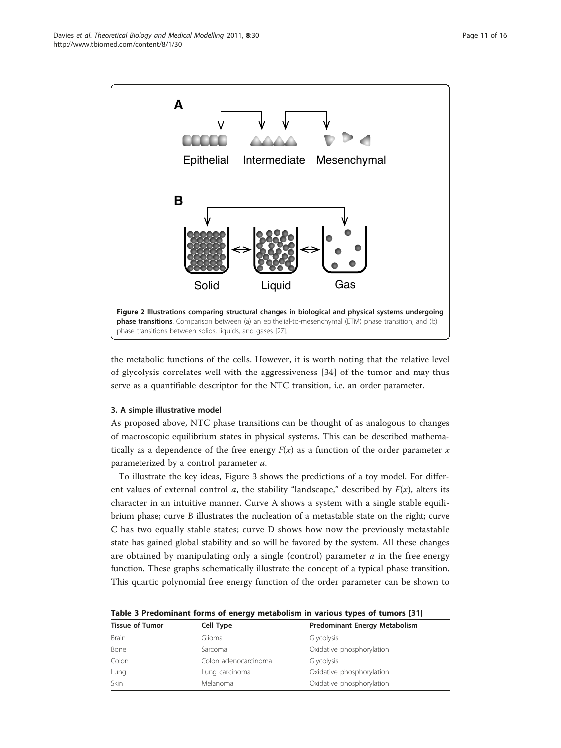Figure 2 **Illustrations comparing structural changes in biological and physical systems undergoing phase transitions**. Comparison between (a) an epithelial-to-mesenchymal (ETM) phase transition, and (b) phase transitions between solids, liquids, and gases [27].

the metabolic functions of the cells. However, it is worth noting that the relative level of glycolysis correlates well with the aggressiveness [34] of the tumor and may thus serve as a quantifiable descriptor for the NTC transition, i.e. an order parameter.

### 3. A simple illustrative model

As proposed above, NTC phase transitions can be thought of as analogous to changes of macroscopic equilibrium states in physical systems. This can be described mathematically as a dependence of the free energy $F(x)$ as a function of the order parameter $x$ parameterized by a control parameter $a$.

To illustrate the key ideas, Figure 3 shows the predictions of a toy model. For different values of external control $a$, the stability "landscape," described by $F(x)$, alters its character in an intuitive manner. Curve A shows a system with a single stable equilibrium phase; curve B illustrates the nucleation of a metastable state on the right; curve C has two equally stable states; curve D shows how now the previously metastable state has gained global stability and so will be favored by the system. All these changes are obtained by manipulating only a single (control) parameter $a$ in the free energy function. These graphs schematically illustrate the concept of a typical phase transition. This quartic polynomial free energy function of the order parameter can be shown to

**Table 3 Predominant forms of energy metabolism in various types of tumors [31]**

| Tissue of Tumor | Cell Type | Predominant Energy Metabolism |
| --- | --- | --- |
| Brain | Glioma | Glycolysis |
| Bone | Sarcoma | Oxidative phosphorylation |
| Colon | Colon adenocarcinoma | Glycolysis |
| Lung | Lung carcinoma | Oxidative phosphorylation |
| Skin | Melanoma | Oxidative phosphorylation |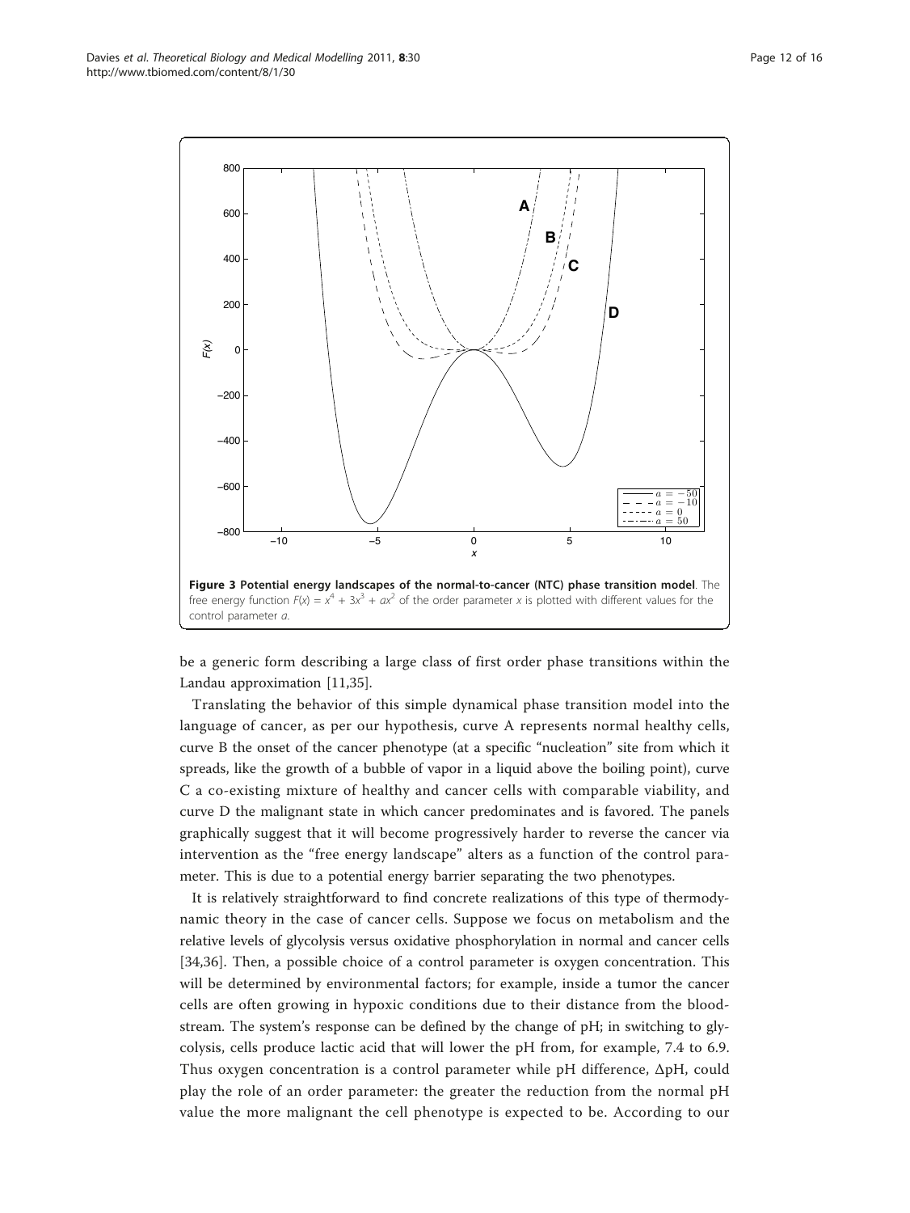**Figure 3 Potential energy landscapes of the normal-to-cancer (NTC) phase transition model**. The free energy function $F(x) = x^4 + 3x^3 + ax^2$ of the order parameter $x$ is plotted with different values for the control parameter $a$.

be a generic form describing a large class of first order phase transitions within the Landau approximation [11,35].

Translating the behavior of this simple dynamical phase transition model into the language of cancer, as per our hypothesis, curve A represents normal healthy cells, curve B the onset of the cancer phenotype (at a specific "nucleation" site from which it spreads, like the growth of a bubble of vapor in a liquid above the boiling point), curve C a co-existing mixture of healthy and cancer cells with comparable viability, and curve D the malignant state in which cancer predominates and is favored. The panels graphically suggest that it will become progressively harder to reverse the cancer via intervention as the "free energy landscape" alters as a function of the control parameter. This is due to a potential energy barrier separating the two phenotypes.

It is relatively straightforward to find concrete realizations of this type of thermodynamic theory in the case of cancer cells. Suppose we focus on metabolism and the relative levels of glycolysis versus oxidative phosphorylation in normal and cancer cells [34,36]. Then, a possible choice of a control parameter is oxygen concentration. This will be determined by environmental factors; for example, inside a tumor the cancer cells are often growing in hypoxic conditions due to their distance from the bloodstream. The system's response can be defined by the change of pH; in switching to glycolysis, cells produce lactic acid that will lower the pH from, for example, 7.4 to 6.9. Thus oxygen concentration is a control parameter while pH difference, $\Delta$pH, could play the role of an order parameter: the greater the reduction from the normal pH value the more malignant the cell phenotype is expected to be. According to our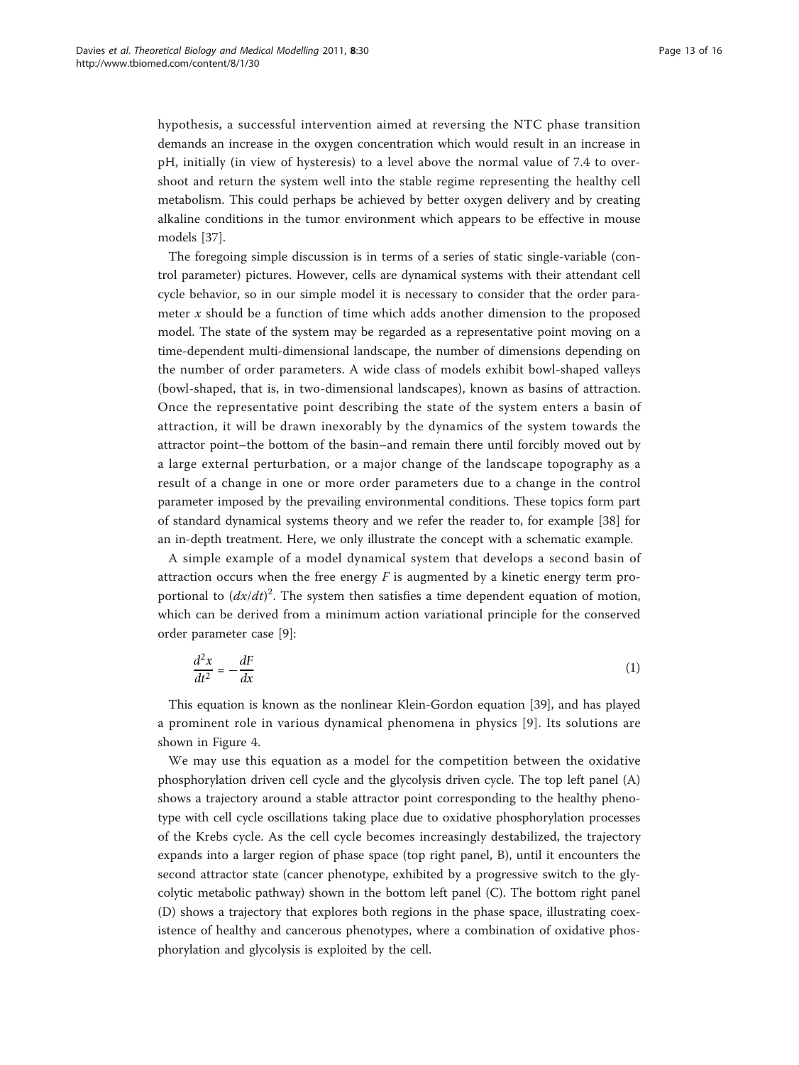hypothesis, a successful intervention aimed at reversing the NTC phase transition demands an increase in the oxygen concentration which would result in an increase in pH, initially (in view of hysteresis) to a level above the normal value of 7.4 to overshoot and return the system well into the stable regime representing the healthy cell metabolism. This could perhaps be achieved by better oxygen delivery and by creating alkaline conditions in the tumor environment which appears to be effective in mouse models [37].

The foregoing simple discussion is in terms of a series of static single-variable (control parameter) pictures. However, cells are dynamical systems with their attendant cell cycle behavior, so in our simple model it is necessary to consider that the order parameter $x$ should be a function of time which adds another dimension to the proposed model. The state of the system may be regarded as a representative point moving on a time-dependent multi-dimensional landscape, the number of dimensions depending on the number of order parameters. A wide class of models exhibit bowl-shaped valleys (bowl-shaped, that is, in two-dimensional landscapes), known as basins of attraction. Once the representative point describing the state of the system enters a basin of attraction, it will be drawn inexorably by the dynamics of the system towards the attractor point–the bottom of the basin–and remain there until forcibly moved out by a large external perturbation, or a major change of the landscape topography as a result of a change in one or more order parameters due to a change in the control parameter imposed by the prevailing environmental conditions. These topics form part of standard dynamical systems theory and we refer the reader to, for example [38] for an in-depth treatment. Here, we only illustrate the concept with a schematic example.

A simple example of a model dynamical system that develops a second basin of attraction occurs when the free energy $F$ is augmented by a kinetic energy term proportional to $(dx/dt)^2$. The system then satisfies a time dependent equation of motion, which can be derived from a minimum action variational principle for the conserved order parameter case [9]:

$$\frac{d^2x}{dt^2} = -\frac{dF}{dx} \tag{1}$$

This equation is known as the nonlinear Klein-Gordon equation [39], and has played a prominent role in various dynamical phenomena in physics [9]. Its solutions are shown in Figure 4.

We may use this equation as a model for the competition between the oxidative phosphorylation driven cell cycle and the glycolysis driven cycle. The top left panel (A) shows a trajectory around a stable attractor point corresponding to the healthy phenotype with cell cycle oscillations taking place due to oxidative phosphorylation processes of the Krebs cycle. As the cell cycle becomes increasingly destabilized, the trajectory expands into a larger region of phase space (top right panel, B), until it encounters the second attractor state (cancer phenotype, exhibited by a progressive switch to the glycolytic metabolic pathway) shown in the bottom left panel (C). The bottom right panel (D) shows a trajectory that explores both regions in the phase space, illustrating coexistence of healthy and cancerous phenotypes, where a combination of oxidative phosphorylation and glycolysis is exploited by the cell.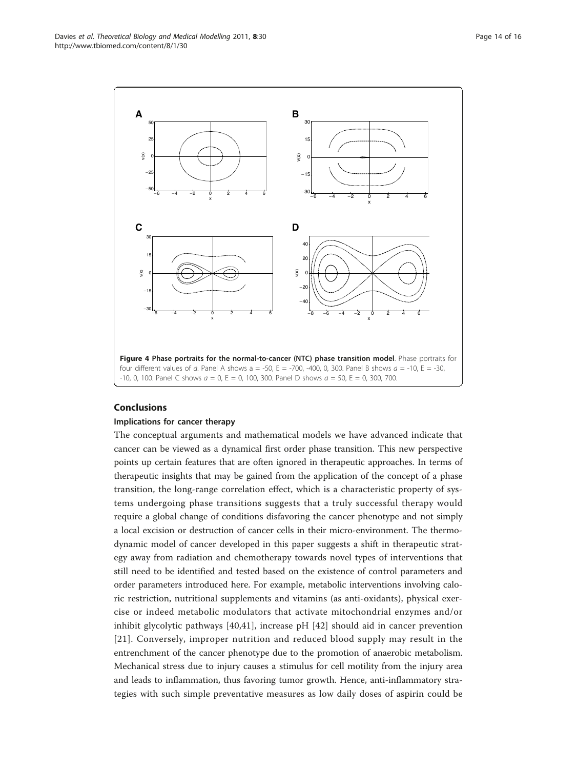**Figure 4 Phase portraits for the normal-to-cancer (NTC) phase transition model**. Phase portraits for four different values of *a*. Panel A shows a = -50, E = -700, -400, 0, 300. Panel B shows *a* = -10, E = -30, -10, 0, 100. Panel C shows *a* = 0, E = 0, 100, 300. Panel D shows *a* = 50, E = 0, 300, 700.

## Conclusions

### Implications for cancer therapy

The conceptual arguments and mathematical models we have advanced indicate that cancer can be viewed as a dynamical first order phase transition. This new perspective points up certain features that are often ignored in therapeutic approaches. In terms of therapeutic insights that may be gained from the application of the concept of a phase transition, the long-range correlation effect, which is a characteristic property of systems undergoing phase transitions suggests that a truly successful therapy would require a global change of conditions disfavoring the cancer phenotype and not simply a local excision or destruction of cancer cells in their micro-environment. The thermodynamic model of cancer developed in this paper suggests a shift in therapeutic strategy away from radiation and chemotherapy towards novel types of interventions that still need to be identified and tested based on the existence of control parameters and order parameters introduced here. For example, metabolic interventions involving caloric restriction, nutritional supplements and vitamins (as anti-oxidants), physical exercise or indeed metabolic modulators that activate mitochondrial enzymes and/or inhibit glycolytic pathways [40,41], increase pH [42] should aid in cancer prevention [21]. Conversely, improper nutrition and reduced blood supply may result in the entrenchment of the cancer phenotype due to the promotion of anaerobic metabolism. Mechanical stress due to injury causes a stimulus for cell motility from the injury area and leads to inflammation, thus favoring tumor growth. Hence, anti-inflammatory strategies with such simple preventative measures as low daily doses of aspirin could be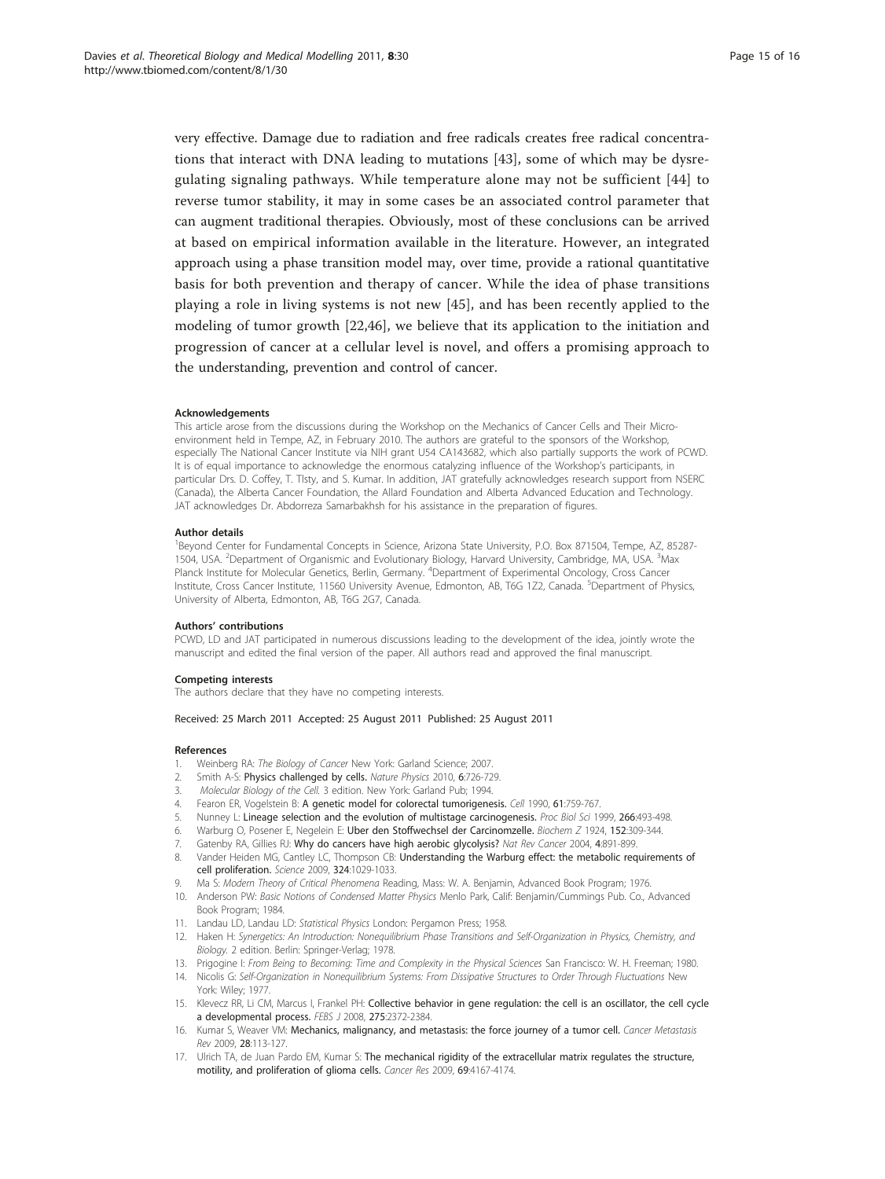very effective. Damage due to radiation and free radicals creates free radical concentrations that interact with DNA leading to mutations [43], some of which may be dysregulating signaling pathways. While temperature alone may not be sufficient [44] to reverse tumor stability, it may in some cases be an associated control parameter that can augment traditional therapies. Obviously, most of these conclusions can be arrived at based on empirical information available in the literature. However, an integrated approach using a phase transition model may, over time, provide a rational quantitative basis for both prevention and therapy of cancer. While the idea of phase transitions playing a role in living systems is not new [45], and has been recently applied to the modeling of tumor growth [22,46], we believe that its application to the initiation and progression of cancer at a cellular level is novel, and offers a promising approach to the understanding, prevention and control of cancer.

#### Acknowledgements

This article arose from the discussions during the Workshop on the Mechanics of Cancer Cells and Their Micro-environment held in Tempe, AZ, in February 2010. The authors are grateful to the sponsors of the Workshop, especially The National Cancer Institute via NIH grant U54 CA143682, which also partially supports the work of PCWD. It is of equal importance to acknowledge the enormous catalyzing influence of the Workshop's participants, in particular Drs. D. Coffey, T. Tlsty, and S. Kumar. In addition, JAT gratefully acknowledges research support from NSERC (Canada), the Alberta Cancer Foundation, the Allard Foundation and Alberta Advanced Education and Technology. JAT acknowledges Dr. Abdorreza Samarbakhsh for his assistance in the preparation of figures.

#### Author details

[1]Beyond Center for Fundamental Concepts in Science, Arizona State University, P.O. Box 871504, Tempe, AZ, 85287-1504, USA. [2]Department of Organismic and Evolutionary Biology, Harvard University, Cambridge, MA, USA. [3]Max Planck Institute for Molecular Genetics, Berlin, Germany. [4]Department of Experimental Oncology, Cross Cancer Institute, Cross Cancer Institute, 11560 University Avenue, Edmonton, AB, T6G 1Z2, Canada. [5]Department of Physics, University of Alberta, Edmonton, AB, T6G 2G7, Canada.

#### Authors' contributions

PCWD, LD and JAT participated in numerous discussions leading to the development of the idea, jointly wrote the manuscript and edited the final version of the paper. All authors read and approved the final manuscript.

#### Competing interests

The authors declare that they have no competing interests.

Received: 25 March 2011 Accepted: 25 August 2011 Published: 25 August 2011

#### References

1. Weinberg RA: *The Biology of Cancer* New York: Garland Science; 2007.
2. Smith A-S: **Physics challenged by cells.** *Nature Physics* 2010, **6**:726-729.
3. *Molecular Biology of the Cell.* 3 edition. New York: Garland Pub; 1994.
4. Fearon ER, Vogelstein B: **A genetic model for colorectal tumorigenesis.** *Cell* 1990, **61**:759-767.
5. Nunney L: **Lineage selection and the evolution of multistage carcinogenesis.** *Proc Biol Sci* 1999, **266**:493-498.
6. Warburg O, Posener E, Negelein E: **Uber den Stoffwechsel der Carcinomzelle.** *Biochem Z* 1924, **152**:309-344.
7. Gatenby RA, Gillies RJ: **Why do cancers have high aerobic glycolysis?** *Nat Rev Cancer* 2004, **4**:891-899.
8. Vander Heiden MG, Cantley LC, Thompson CB: **Understanding the Warburg effect: the metabolic requirements of cell proliferation.** *Science* 2009, **324**:1029-1033.
9. Ma S: *Modern Theory of Critical Phenomena* Reading, Mass: W. A. Benjamin, Advanced Book Program; 1976.
10. Anderson PW: *Basic Notions of Condensed Matter Physics* Menlo Park, Calif: Benjamin/Cummings Pub. Co., Advanced Book Program; 1984.
11. Landau LD, Landau LD: *Statistical Physics* London: Pergamon Press; 1958.
12. Haken H: *Synergetics: An Introduction: Nonequilibrium Phase Transitions and Self-Organization in Physics, Chemistry, and Biology.* 2 edition. Berlin: Springer-Verlag; 1978.
13. Prigogine I: *From Being to Becoming: Time and Complexity in the Physical Sciences* San Francisco: W. H. Freeman; 1980.
14. Nicolis G: *Self-Organization in Nonequilibrium Systems: From Dissipative Structures to Order Through Fluctuations* New York: Wiley; 1977.
15. Klevecz RR, Li CM, Marcus I, Frankel PH: **Collective behavior in gene regulation: the cell is an oscillator, the cell cycle a developmental process.** *FEBS J* 2008, **275**:2372-2384.
16. Kumar S, Weaver VM: **Mechanics, malignancy, and metastasis: the force journey of a tumor cell.** *Cancer Metastasis Rev* 2009, **28**:113-127.
17. Ulrich TA, de Juan Pardo EM, Kumar S: **The mechanical rigidity of the extracellular matrix regulates the structure, motility, and proliferation of glioma cells.** *Cancer Res* 2009, **69**:4167-4174.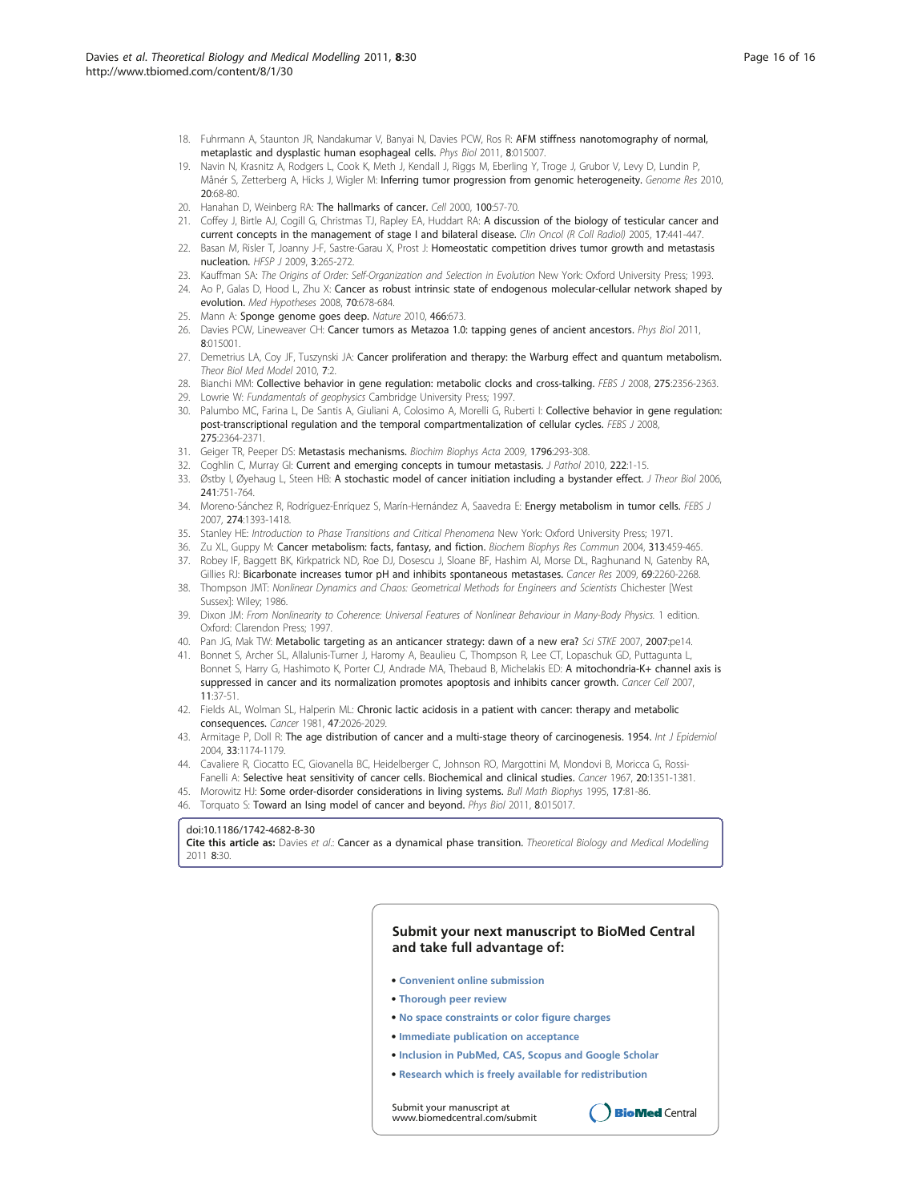18. Fuhrmann A, Staunton JR, Nandakumar V, Banyai N, Davies PCW, Ros R: **AFM stiffness nanotomography of normal, metaplastic and dysplastic human esophageal cells.** *Phys Biol* 2011, **8**:015007.
19. Navin N, Krasnitz A, Rodgers L, Cook K, Meth J, Kendall J, Riggs M, Eberling Y, Troge J, Grubor V, Levy D, Lundin P, Månér S, Zetterberg A, Hicks J, Wigler M: **Inferring tumor progression from genomic heterogeneity.** *Genome Res* 2010, **20**:68-80.
20. Hanahan D, Weinberg RA: **The hallmarks of cancer.** *Cell* 2000, **100**:57-70.
21. Coffey J, Birtle AJ, Cogill G, Christmas TJ, Rapley EA, Huddart RA: **A discussion of the biology of testicular cancer and current concepts in the management of stage I and bilateral disease.** *Clin Oncol (R Coll Radiol)* 2005, **17**:441-447.
22. Basan M, Risler T, Joanny J-F, Sastre-Garau X, Prost J: **Homeostatic competition drives tumor growth and metastasis nucleation.** *HFSP J* 2009, **3**:265-272.
23. Kauffman SA: *The Origins of Order: Self-Organization and Selection in Evolution* New York: Oxford University Press; 1993.
24. Ao P, Galas D, Hood L, Zhu X: **Cancer as robust intrinsic state of endogenous molecular-cellular network shaped by evolution.** *Med Hypotheses* 2008, **70**:678-684.
25. Mann A: **Sponge genome goes deep.** *Nature* 2010, **466**:673.
26. Davies PCW, Lineweaver CH: **Cancer tumors as Metazoa 1.0: tapping genes of ancient ancestors.** *Phys Biol* 2011, **8**:015001.
27. Demetrius LA, Coy JF, Tuszynski JA: **Cancer proliferation and therapy: the Warburg effect and quantum metabolism.** *Theor Biol Med Model* 2010, **7**:2.
28. Bianchi MM: **Collective behavior in gene regulation: metabolic clocks and cross-talking.** *FEBS J* 2008, **275**:2356-2363.
29. Lowrie W: *Fundamentals of geophysics* Cambridge University Press; 1997.
30. Palumbo MC, Farina L, De Santis A, Giuliani A, Colosimo A, Morelli G, Ruberti I: **Collective behavior in gene regulation: post-transcriptional regulation and the temporal compartmentalization of cellular cycles.** *FEBS J* 2008, **275**:2364-2371.
31. Geiger TR, Peeper DS: **Metastasis mechanisms.** *Biochim Biophys Acta* 2009, **1796**:293-308.
32. Coghlin C, Murray GI: **Current and emerging concepts in tumour metastasis.** *J Pathol* 2010, **222**:1-15.
33. Østby I, Øyehaug L, Steen HB: **A stochastic model of cancer initiation including a bystander effect.** *J Theor Biol* 2006, **241**:751-764.
34. Moreno-Sánchez R, Rodríguez-Enríquez S, Marín-Hernández A, Saavedra E: **Energy metabolism in tumor cells.** *FEBS J* 2007, **274**:1393-1418.
35. Stanley HE: *Introduction to Phase Transitions and Critical Phenomena* New York: Oxford University Press; 1971.
36. Zu XL, Guppy M: **Cancer metabolism: facts, fantasy, and fiction.** *Biochem Biophys Res Commun* 2004, **313**:459-465.
37. Robey IF, Baggett BK, Kirkpatrick ND, Roe DJ, Dosescu J, Sloane BF, Hashim AI, Morse DL, Raghunand N, Gatenby RA, Gillies RJ: **Bicarbonate increases tumor pH and inhibits spontaneous metastases.** *Cancer Res* 2009, **69**:2260-2268.
38. Thompson JMT: *Nonlinear Dynamics and Chaos: Geometrical Methods for Engineers and Scientists* Chichester [West Sussex]: Wiley; 1986.
39. Dixon JM: *From Nonlinearity to Coherence: Universal Features of Nonlinear Behaviour in Many-Body Physics.* 1 edition. Oxford: Clarendon Press; 1997.
40. Pan JG, Mak TW: **Metabolic targeting as an anticancer strategy: dawn of a new era?** *Sci STKE* 2007, **2007**:pe14.
41. Bonnet S, Archer SL, Allalunis-Turner J, Haromy A, Beaulieu C, Thompson R, Lee CT, Lopaschuk GD, Puttagunta L, Bonnet S, Harry G, Hashimoto K, Porter CJ, Andrade MA, Thebaud B, Michelakis ED: **A mitochondria-K+ channel axis is suppressed in cancer and its normalization promotes apoptosis and inhibits cancer growth.** *Cancer Cell* 2007, **11**:37-51.
42. Fields AL, Wolman SL, Halperin ML: **Chronic lactic acidosis in a patient with cancer: therapy and metabolic consequences.** *Cancer* 1981, **47**:2026-2029.
43. Armitage P, Doll R: **The age distribution of cancer and a multi-stage theory of carcinogenesis. 1954.** *Int J Epidemiol* 2004, **33**:1174-1179.
44. Cavaliere R, Ciocatto EC, Giovanella BC, Heidelberger C, Johnson RO, Margottini M, Mondovi B, Moricca G, Rossi-Fanelli A: **Selective heat sensitivity of cancer cells. Biochemical and clinical studies.** *Cancer* 1967, **20**:1351-1381.
45. Morowitz HJ: **Some order-disorder considerations in living systems.** *Bull Math Biophys* 1995, **17**:81-86.
46. Torquato S: **Toward an Ising model of cancer and beyond.** *Phys Biol* 2011, **8**:015017.

doi:10.1186/1742-4682-8-30

**Cite this article as:** Davies *et al.*: Cancer as a dynamical phase transition. *Theoretical Biology and Medical Modelling* 2011 **8**:30.

**Submit your next manuscript to BioMed Central and take full advantage of:**

- **Convenient online submission**
- **Thorough peer review**
- **No space constraints or color figure charges**
- **Immediate publication on acceptance**
- **Inclusion in PubMed, CAS, Scopus and Google Scholar**
- **Research which is freely available for redistribution**

Submit your manuscript at
www.biomedcentral.com/submit

BioMed Central